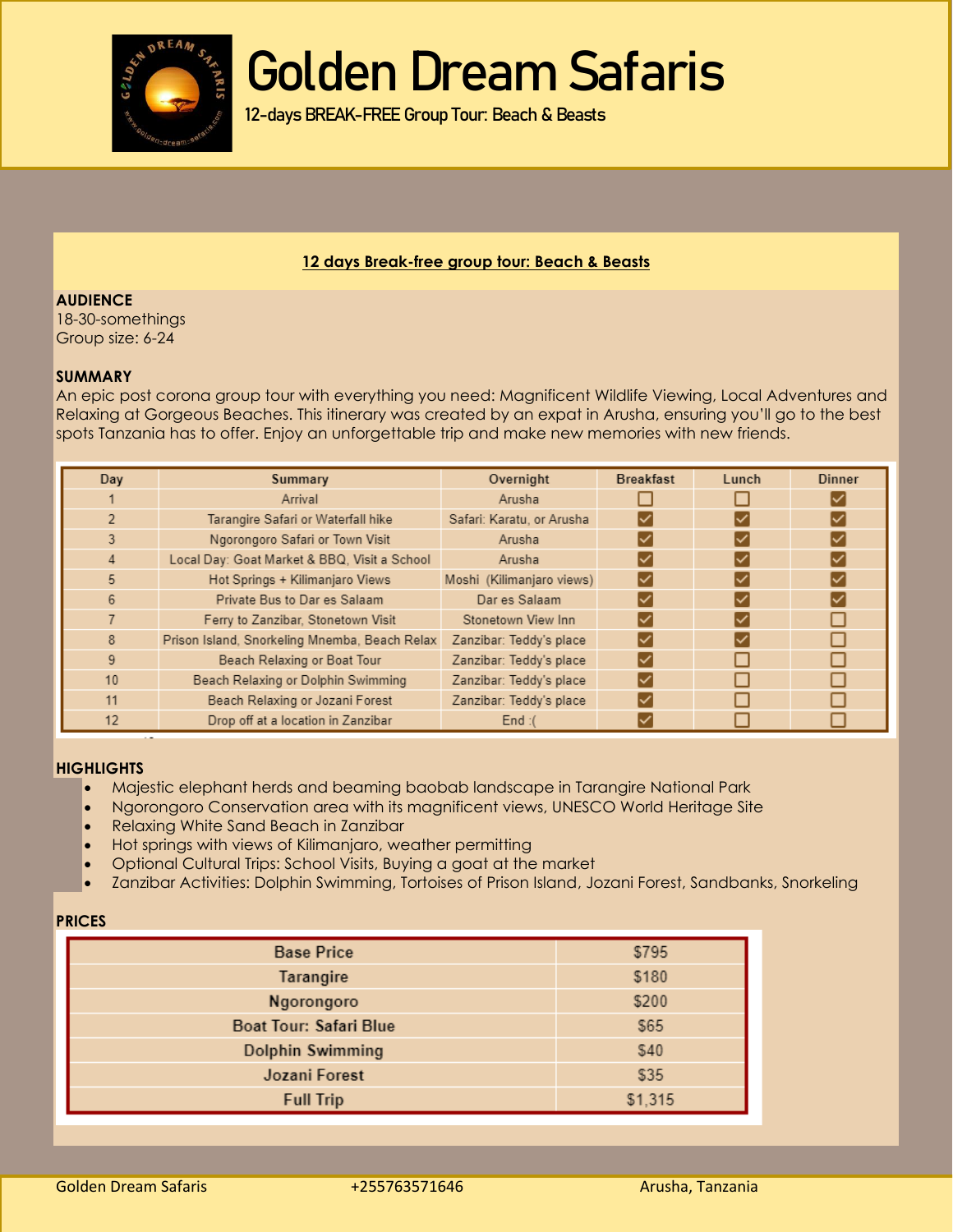# Golden Dream Safaris

12-days BREAK-FREE Group Tour: Beach & Beasts

## 12 days Break-free group tour: Beach & Beasts

**AUDIENCE**
18-30-somethings
Group size: 6-24

**SUMMARY**
An epic post corona group tour with everything you need: Magnificent Wildlife Viewing, Local Adventures and Relaxing at Gorgeous Beaches. This itinerary was created by an expat in Arusha, ensuring you'll go to the best spots Tanzania has to offer. Enjoy an unforgettable trip and make new memories with new friends.

| Day | Summary | Overnight | Breakfast | Lunch | Dinner |
|---|---|---|---|---|---|
| 1 | Arrival | Arusha | ☐ | ☐ | ☑ |
| 2 | Tarangire Safari or Waterfall hike | Safari: Karatu, or Arusha | ☑ | ☑ | ☑ |
| 3 | Ngorongoro Safari or Town Visit | Arusha | ☑ | ☑ | ☑ |
| 4 | Local Day: Goat Market & BBQ, Visit a School | Arusha | ☑ | ☑ | ☑ |
| 5 | Hot Springs + Kilimanjaro Views | Moshi (Kilimanjaro views) | ☑ | ☑ | ☑ |
| 6 | Private Bus to Dar es Salaam | Dar es Salaam | ☑ | ☑ | ☑ |
| 7 | Ferry to Zanzibar, Stonetown Visit | Stonetown View Inn | ☑ | ☑ | ☐ |
| 8 | Prison Island, Snorkeling Mnemba, Beach Relax | Zanzibar: Teddy's place | ☑ | ☑ | ☐ |
| 9 | Beach Relaxing or Boat Tour | Zanzibar: Teddy's place | ☑ | ☐ | ☐ |
| 10 | Beach Relaxing or Dolphin Swimming | Zanzibar: Teddy's place | ☑ | ☐ | ☐ |
| 11 | Beach Relaxing or Jozani Forest | Zanzibar: Teddy's place | ☑ | ☐ | ☐ |
| 12 | Drop off at a location in Zanzibar | End :( | ☑ | ☐ | ☐ |

**HIGHLIGHTS**
- Majestic elephant herds and beaming baobab landscape in Tarangire National Park
- Ngorongoro Conservation area with its magnificent views, UNESCO World Heritage Site
- Relaxing White Sand Beach in Zanzibar
- Hot springs with views of Kilimanjaro, weather permitting
- Optional Cultural Trips: School Visits, Buying a goat at the market
- Zanzibar Activities: Dolphin Swimming, Tortoises of Prison Island, Jozani Forest, Sandbanks, Snorkeling

**PRICES**

| Item | Price |
|---|---|
| Base Price | $795 |
| Tarangire | $180 |
| Ngorongoro | $200 |
| Boat Tour: Safari Blue | $65 |
| Dolphin Swimming | $40 |
| Jozani Forest | $35 |
| Full Trip | $1,315 |

Golden Dream Safaris +255763571646 Arusha, Tanzania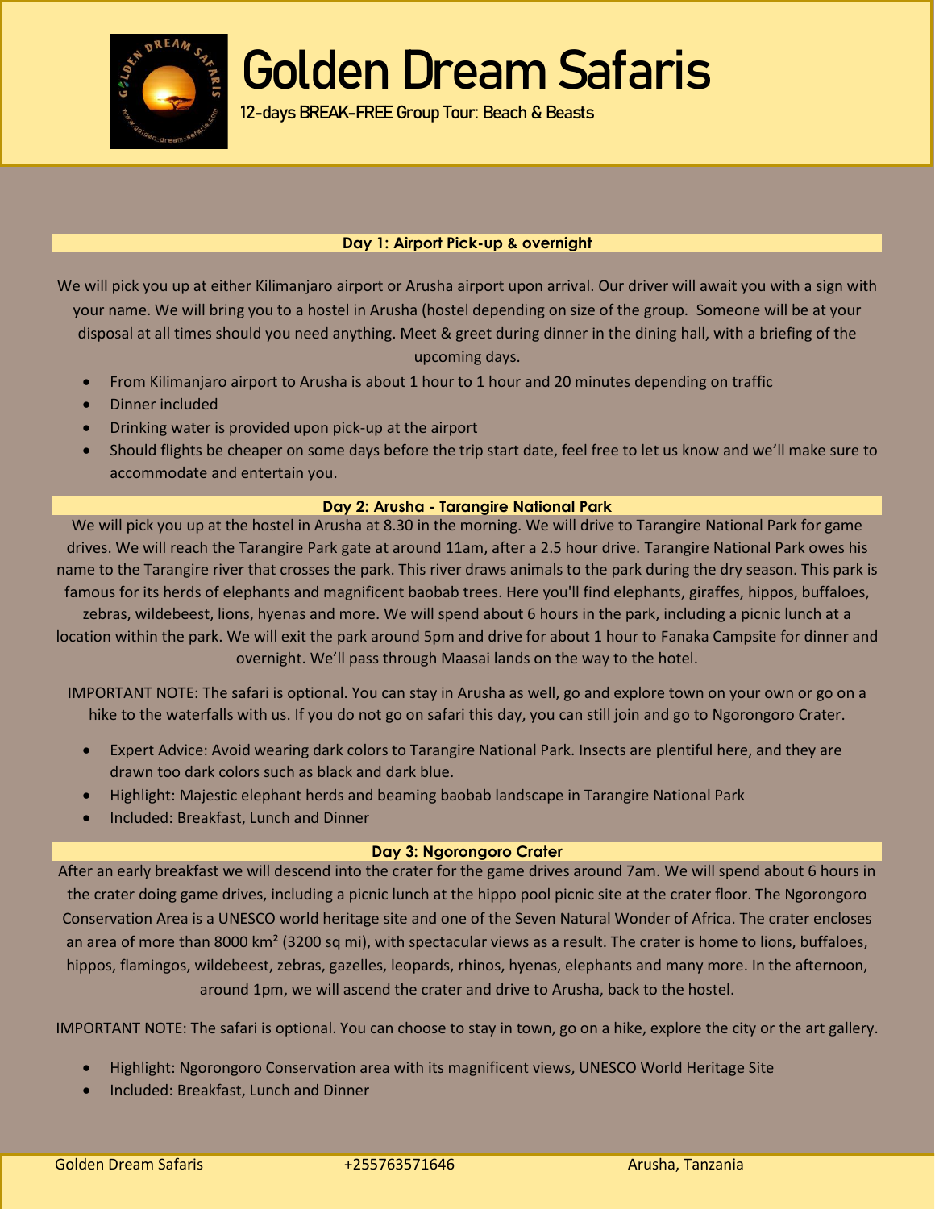# Golden Dream Safaris

**12-days BREAK-FREE Group Tour: Beach & Beasts**

### Day 1: Airport Pick-up & overnight

We will pick you up at either Kilimanjaro airport or Arusha airport upon arrival. Our driver will await you with a sign with your name. We will bring you to a hostel in Arusha (hostel depending on size of the group. Someone will be at your disposal at all times should you need anything. Meet & greet during dinner in the dining hall, with a briefing of the upcoming days.

- From Kilimanjaro airport to Arusha is about 1 hour to 1 hour and 20 minutes depending on traffic
- Dinner included
- Drinking water is provided upon pick-up at the airport
- Should flights be cheaper on some days before the trip start date, feel free to let us know and we'll make sure to accommodate and entertain you.

### Day 2: Arusha - Tarangire National Park

We will pick you up at the hostel in Arusha at 8.30 in the morning. We will drive to Tarangire National Park for game drives. We will reach the Tarangire Park gate at around 11am, after a 2.5 hour drive. Tarangire National Park owes his name to the Tarangire river that crosses the park. This river draws animals to the park during the dry season. This park is famous for its herds of elephants and magnificent baobab trees. Here you'll find elephants, giraffes, hippos, buffaloes, zebras, wildebeest, lions, hyenas and more. We will spend about 6 hours in the park, including a picnic lunch at a location within the park. We will exit the park around 5pm and drive for about 1 hour to Fanaka Campsite for dinner and overnight. We'll pass through Maasai lands on the way to the hotel.

IMPORTANT NOTE: The safari is optional. You can stay in Arusha as well, go and explore town on your own or go on a hike to the waterfalls with us. If you do not go on safari this day, you can still join and go to Ngorongoro Crater.

- Expert Advice: Avoid wearing dark colors to Tarangire National Park. Insects are plentiful here, and they are drawn too dark colors such as black and dark blue.
- Highlight: Majestic elephant herds and beaming baobab landscape in Tarangire National Park
- Included: Breakfast, Lunch and Dinner

### Day 3: Ngorongoro Crater

After an early breakfast we will descend into the crater for the game drives around 7am. We will spend about 6 hours in the crater doing game drives, including a picnic lunch at the hippo pool picnic site at the crater floor. The Ngorongoro Conservation Area is a UNESCO world heritage site and one of the Seven Natural Wonder of Africa. The crater encloses an area of more than 8000 km² (3200 sq mi), with spectacular views as a result. The crater is home to lions, buffaloes, hippos, flamingos, wildebeest, zebras, gazelles, leopards, rhinos, hyenas, elephants and many more. In the afternoon, around 1pm, we will ascend the crater and drive to Arusha, back to the hostel.

IMPORTANT NOTE: The safari is optional. You can choose to stay in town, go on a hike, explore the city or the art gallery.

- Highlight: Ngorongoro Conservation area with its magnificent views, UNESCO World Heritage Site
- Included: Breakfast, Lunch and Dinner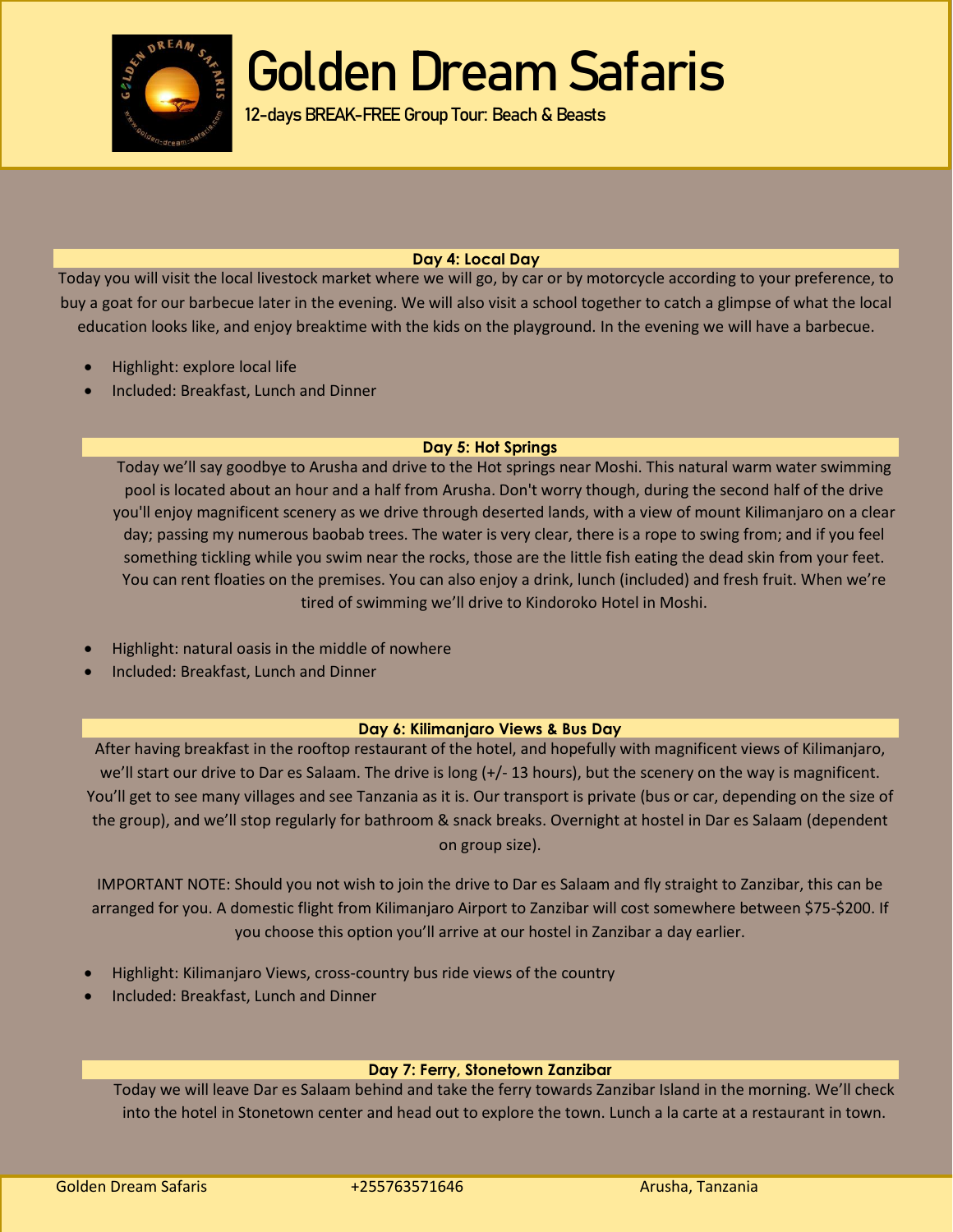# Golden Dream Safaris

12-days BREAK-FREE Group Tour: Beach & Beasts

### Day 4: Local Day

Today you will visit the local livestock market where we will go, by car or by motorcycle according to your preference, to buy a goat for our barbecue later in the evening. We will also visit a school together to catch a glimpse of what the local education looks like, and enjoy breaktime with the kids on the playground. In the evening we will have a barbecue.

- Highlight: explore local life
- Included: Breakfast, Lunch and Dinner

### Day 5: Hot Springs

Today we'll say goodbye to Arusha and drive to the Hot springs near Moshi. This natural warm water swimming pool is located about an hour and a half from Arusha. Don't worry though, during the second half of the drive you'll enjoy magnificent scenery as we drive through deserted lands, with a view of mount Kilimanjaro on a clear day; passing my numerous baobab trees. The water is very clear, there is a rope to swing from; and if you feel something tickling while you swim near the rocks, those are the little fish eating the dead skin from your feet. You can rent floaties on the premises. You can also enjoy a drink, lunch (included) and fresh fruit. When we're tired of swimming we'll drive to Kindoroko Hotel in Moshi.

- Highlight: natural oasis in the middle of nowhere
- Included: Breakfast, Lunch and Dinner

### Day 6: Kilimanjaro Views & Bus Day

After having breakfast in the rooftop restaurant of the hotel, and hopefully with magnificent views of Kilimanjaro, we'll start our drive to Dar es Salaam. The drive is long (+/- 13 hours), but the scenery on the way is magnificent. You'll get to see many villages and see Tanzania as it is. Our transport is private (bus or car, depending on the size of the group), and we'll stop regularly for bathroom & snack breaks. Overnight at hostel in Dar es Salaam (dependent on group size).

IMPORTANT NOTE: Should you not wish to join the drive to Dar es Salaam and fly straight to Zanzibar, this can be arranged for you. A domestic flight from Kilimanjaro Airport to Zanzibar will cost somewhere between $75-$200. If you choose this option you'll arrive at our hostel in Zanzibar a day earlier.

- Highlight: Kilimanjaro Views, cross-country bus ride views of the country
- Included: Breakfast, Lunch and Dinner

### Day 7: Ferry, Stonetown Zanzibar

Today we will leave Dar es Salaam behind and take the ferry towards Zanzibar Island in the morning. We'll check into the hotel in Stonetown center and head out to explore the town. Lunch a la carte at a restaurant in town.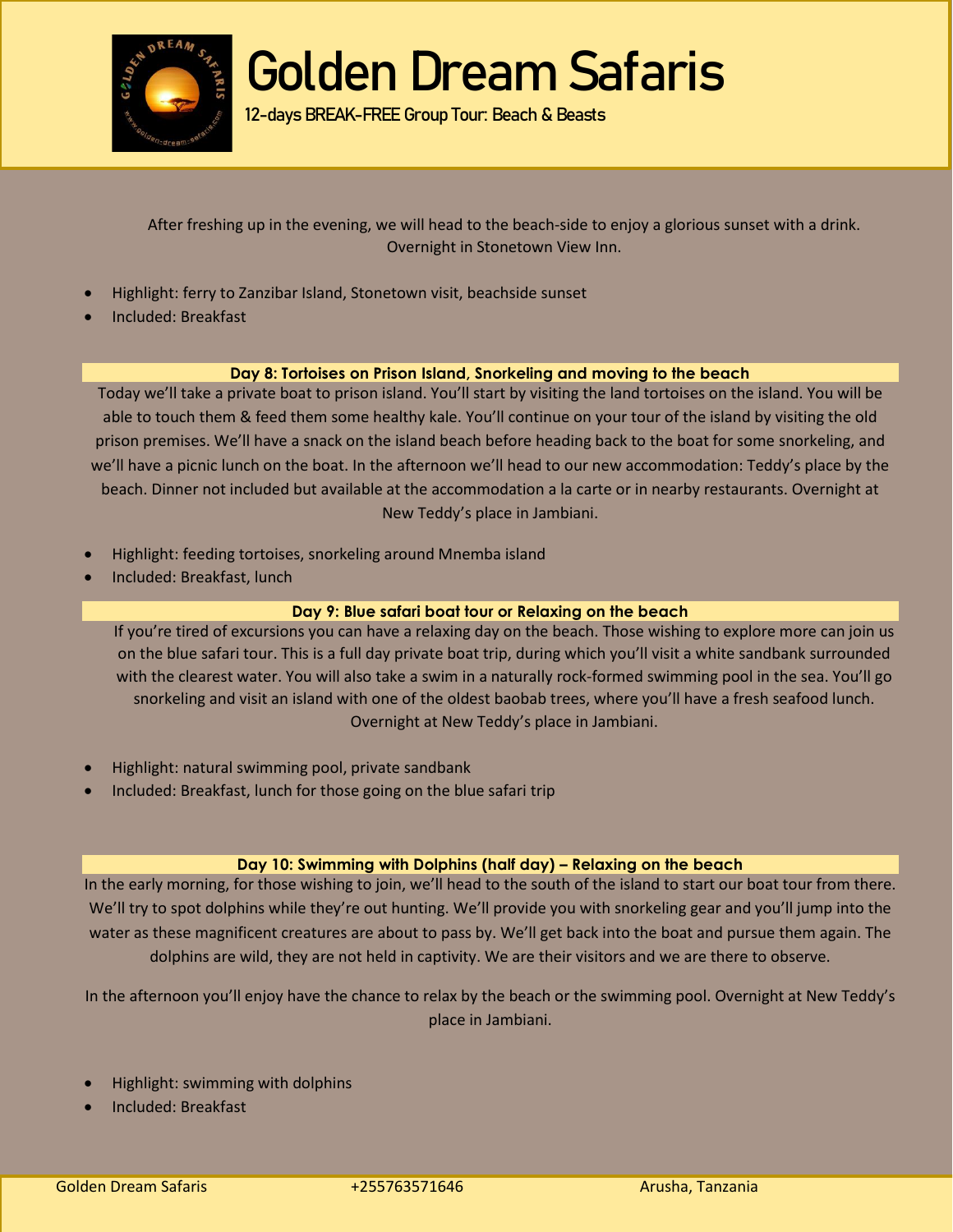After freshing up in the evening, we will head to the beach-side to enjoy a glorious sunset with a drink. Overnight in Stonetown View Inn.

- Highlight: ferry to Zanzibar Island, Stonetown visit, beachside sunset
- Included: Breakfast

### Day 8: Tortoises on Prison Island, Snorkeling and moving to the beach

Today we'll take a private boat to prison island. You'll start by visiting the land tortoises on the island. You will be able to touch them & feed them some healthy kale. You'll continue on your tour of the island by visiting the old prison premises. We'll have a snack on the island beach before heading back to the boat for some snorkeling, and we'll have a picnic lunch on the boat. In the afternoon we'll head to our new accommodation: Teddy's place by the beach. Dinner not included but available at the accommodation a la carte or in nearby restaurants. Overnight at New Teddy's place in Jambiani.

- Highlight: feeding tortoises, snorkeling around Mnemba island
- Included: Breakfast, lunch

### Day 9: Blue safari boat tour or Relaxing on the beach

If you're tired of excursions you can have a relaxing day on the beach. Those wishing to explore more can join us on the blue safari tour. This is a full day private boat trip, during which you'll visit a white sandbank surrounded with the clearest water. You will also take a swim in a naturally rock-formed swimming pool in the sea. You'll go snorkeling and visit an island with one of the oldest baobab trees, where you'll have a fresh seafood lunch. Overnight at New Teddy's place in Jambiani.

- Highlight: natural swimming pool, private sandbank
- Included: Breakfast, lunch for those going on the blue safari trip

### Day 10: Swimming with Dolphins (half day) – Relaxing on the beach

In the early morning, for those wishing to join, we'll head to the south of the island to start our boat tour from there. We'll try to spot dolphins while they're out hunting. We'll provide you with snorkeling gear and you'll jump into the water as these magnificent creatures are about to pass by. We'll get back into the boat and pursue them again. The dolphins are wild, they are not held in captivity. We are their visitors and we are there to observe.

In the afternoon you'll enjoy have the chance to relax by the beach or the swimming pool. Overnight at New Teddy's place in Jambiani.

- Highlight: swimming with dolphins
- Included: Breakfast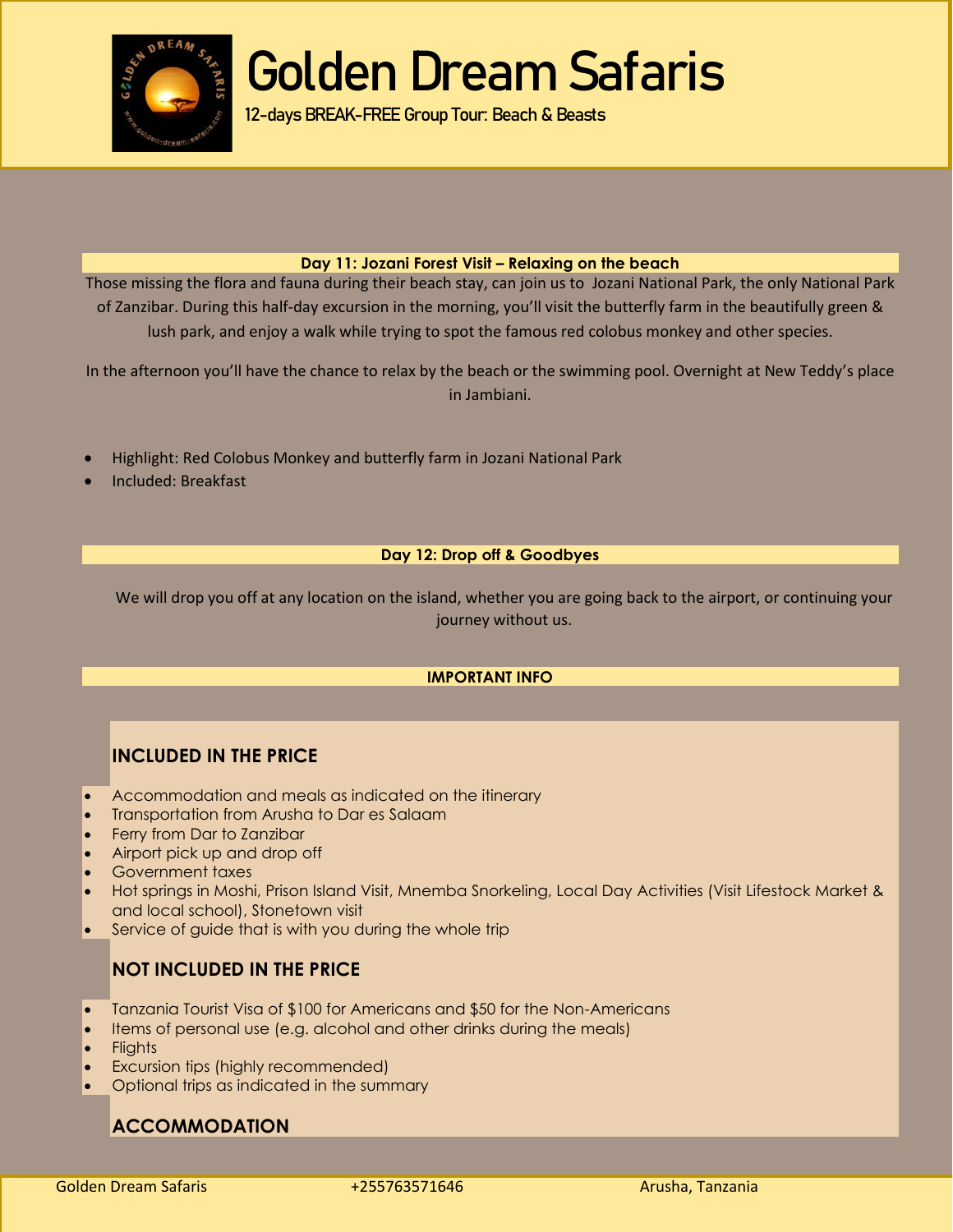### Day 11: Jozani Forest Visit – Relaxing on the beach

Those missing the flora and fauna during their beach stay, can join us to Jozani National Park, the only National Park of Zanzibar. During this half-day excursion in the morning, you'll visit the butterfly farm in the beautifully green & lush park, and enjoy a walk while trying to spot the famous red colobus monkey and other species.

In the afternoon you'll have the chance to relax by the beach or the swimming pool. Overnight at New Teddy's place in Jambiani.

- Highlight: Red Colobus Monkey and butterfly farm in Jozani National Park
- Included: Breakfast

### Day 12: Drop off & Goodbyes

We will drop you off at any location on the island, whether you are going back to the airport, or continuing your journey without us.

### IMPORTANT INFO

#### INCLUDED IN THE PRICE

- Accommodation and meals as indicated on the itinerary
- Transportation from Arusha to Dar es Salaam
- Ferry from Dar to Zanzibar
- Airport pick up and drop off
- Government taxes
- Hot springs in Moshi, Prison Island Visit, Mnemba Snorkeling, Local Day Activities (Visit Lifestock Market & and local school), Stonetown visit
- Service of guide that is with you during the whole trip

#### NOT INCLUDED IN THE PRICE

- Tanzania Tourist Visa of $100 for Americans and $50 for the Non-Americans
- Items of personal use (e.g. alcohol and other drinks during the meals)
- Flights
- Excursion tips (highly recommended)
- Optional trips as indicated in the summary

#### ACCOMMODATION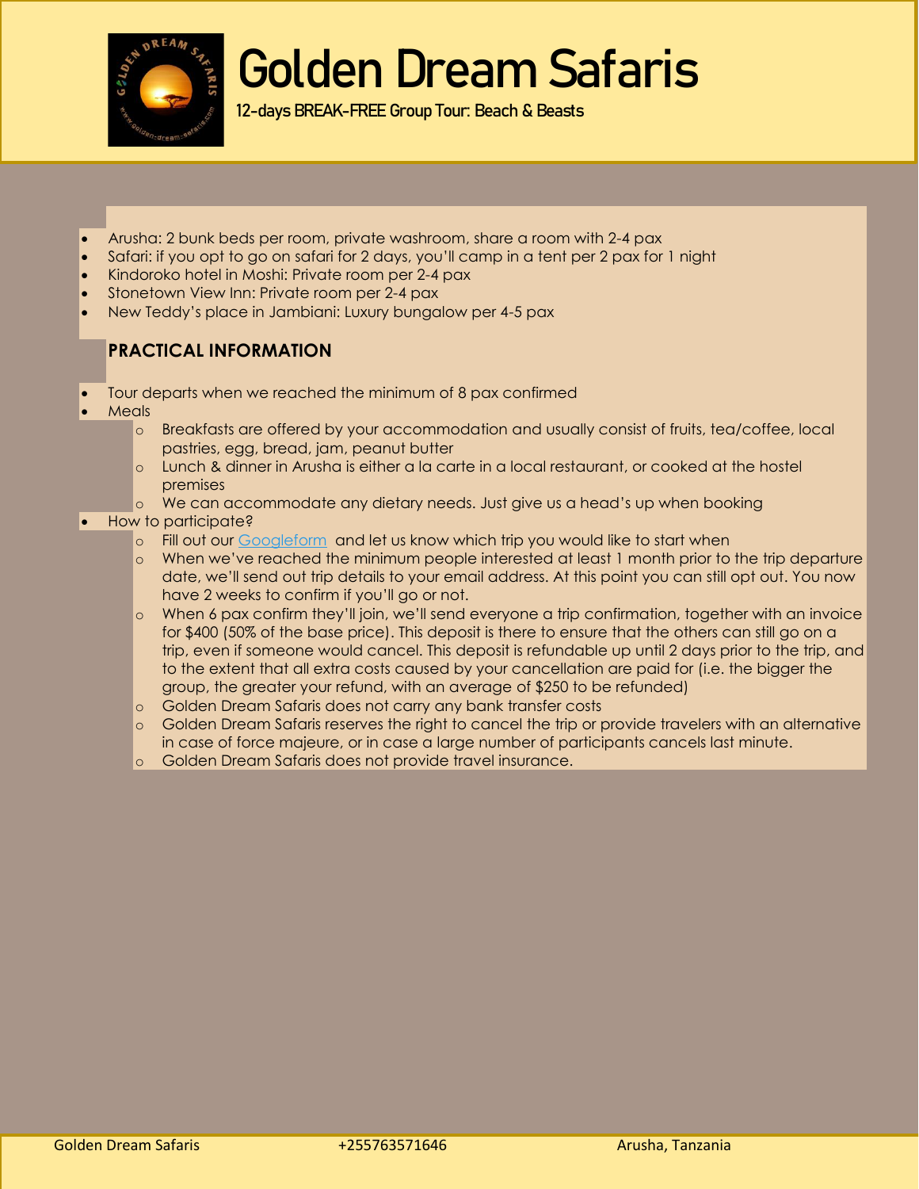- Arusha: 2 bunk beds per room, private washroom, share a room with 2-4 pax
- Safari: if you opt to go on safari for 2 days, you'll camp in a tent per 2 pax for 1 night
- Kindoroko hotel in Moshi: Private room per 2-4 pax
- Stonetown View Inn: Private room per 2-4 pax
- New Teddy's place in Jambiani: Luxury bungalow per 4-5 pax

## PRACTICAL INFORMATION

- Tour departs when we reached the minimum of 8 pax confirmed
- Meals
  - Breakfasts are offered by your accommodation and usually consist of fruits, tea/coffee, local pastries, egg, bread, jam, peanut butter
  - Lunch & dinner in Arusha is either a la carte in a local restaurant, or cooked at the hostel premises
  - We can accommodate any dietary needs. Just give us a head's up when booking
- How to participate?
  - Fill out our Googleform and let us know which trip you would like to start when
  - When we've reached the minimum people interested at least 1 month prior to the trip departure date, we'll send out trip details to your email address. At this point you can still opt out. You now have 2 weeks to confirm if you'll go or not.
  - When 6 pax confirm they'll join, we'll send everyone a trip confirmation, together with an invoice for $400 (50% of the base price). This deposit is there to ensure that the others can still go on a trip, even if someone would cancel. This deposit is refundable up until 2 days prior to the trip, and to the extent that all extra costs caused by your cancellation are paid for (i.e. the bigger the group, the greater your refund, with an average of $250 to be refunded)
  - Golden Dream Safaris does not carry any bank transfer costs
  - Golden Dream Safaris reserves the right to cancel the trip or provide travelers with an alternative in case of force majeure, or in case a large number of participants cancels last minute.
  - Golden Dream Safaris does not provide travel insurance.